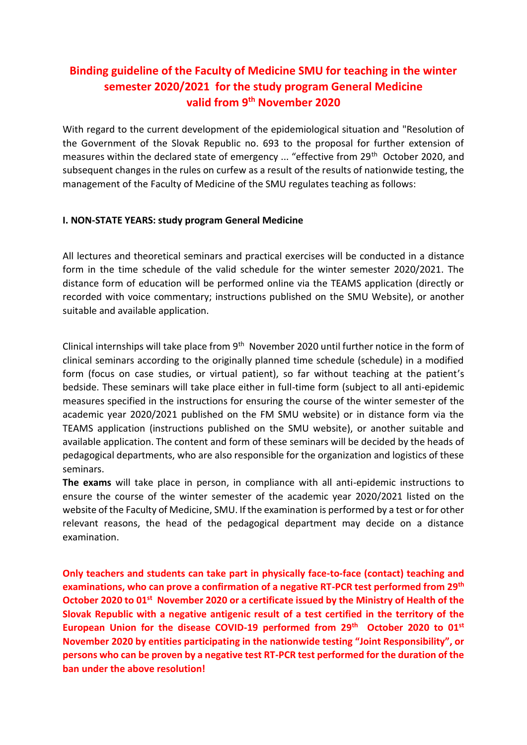# Binding guideline of the Faculty of Medicine SMU for teaching in the winter semester 2020/2021 for the study program General Medicine valid from 9th November 2020

With regard to the current development of the epidemiological situation and "Resolution of the Government of the Slovak Republic no. 693 to the proposal for further extension of measures within the declared state of emergency ... "effective from 29th October 2020, and subsequent changes in the rules on curfew as a result of the results of nationwide testing, the management of the Faculty of Medicine of the SMU regulates teaching as follows:

**I. NON-STATE YEARS: study program General Medicine**

All lectures and theoretical seminars and practical exercises will be conducted in a distance form in the time schedule of the valid schedule for the winter semester 2020/2021. The distance form of education will be performed online via the TEAMS application (directly or recorded with voice commentary; instructions published on the SMU Website), or another suitable and available application.

Clinical internships will take place from 9th November 2020 until further notice in the form of clinical seminars according to the originally planned time schedule (schedule) in a modified form (focus on case studies, or virtual patient), so far without teaching at the patient's bedside. These seminars will take place either in full-time form (subject to all anti-epidemic measures specified in the instructions for ensuring the course of the winter semester of the academic year 2020/2021 published on the FM SMU website) or in distance form via the TEAMS application (instructions published on the SMU website), or another suitable and available application. The content and form of these seminars will be decided by the heads of pedagogical departments, who are also responsible for the organization and logistics of these seminars.

**The exams** will take place in person, in compliance with all anti-epidemic instructions to ensure the course of the winter semester of the academic year 2020/2021 listed on the website of the Faculty of Medicine, SMU. If the examination is performed by a test or for other relevant reasons, the head of the pedagogical department may decide on a distance examination.

**Only teachers and students can take part in physically face-to-face (contact) teaching and examinations, who can prove a confirmation of a negative RT-PCR test performed from 29th October 2020 to 01st November 2020 or a certificate issued by the Ministry of Health of the Slovak Republic with a negative antigenic result of a test certified in the territory of the European Union for the disease COVID-19 performed from 29th October 2020 to 01st November 2020 by entities participating in the nationwide testing "Joint Responsibility", or persons who can be proven by a negative test RT-PCR test performed for the duration of the ban under the above resolution!**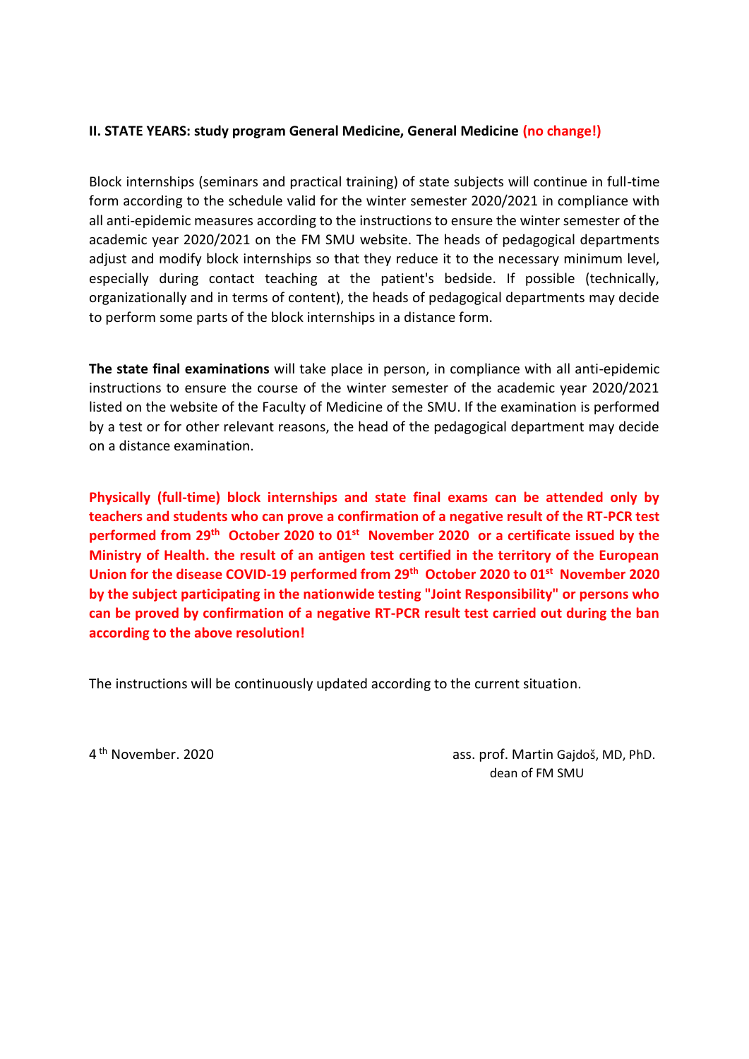## II. STATE YEARS: study program General Medicine, General Medicine (no change!)

Block internships (seminars and practical training) of state subjects will continue in full-time form according to the schedule valid for the winter semester 2020/2021 in compliance with all anti-epidemic measures according to the instructions to ensure the winter semester of the academic year 2020/2021 on the FM SMU website. The heads of pedagogical departments adjust and modify block internships so that they reduce it to the necessary minimum level, especially during contact teaching at the patient's bedside. If possible (technically, organizationally and in terms of content), the heads of pedagogical departments may decide to perform some parts of the block internships in a distance form.

**The state final examinations** will take place in person, in compliance with all anti-epidemic instructions to ensure the course of the winter semester of the academic year 2020/2021 listed on the website of the Faculty of Medicine of the SMU. If the examination is performed by a test or for other relevant reasons, the head of the pedagogical department may decide on a distance examination.

**Physically (full-time) block internships and state final exams can be attended only by teachers and students who can prove a confirmation of a negative result of the RT-PCR test performed from 29th October 2020 to 01st November 2020 or a certificate issued by the Ministry of Health. the result of an antigen test certified in the territory of the European Union for the disease COVID-19 performed from 29th October 2020 to 01st November 2020 by the subject participating in the nationwide testing "Joint Responsibility" or persons who can be proved by confirmation of a negative RT-PCR result test carried out during the ban according to the above resolution!**

The instructions will be continuously updated according to the current situation.

4th November. 2020

ass. prof. Martin Gajdoš, MD, PhD.
dean of FM SMU